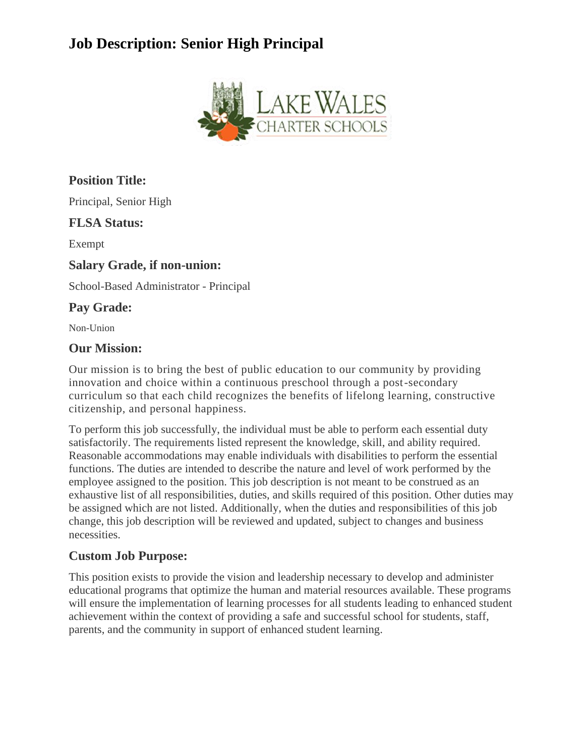# Job Description: Senior High Principal

## Position Title:

Principal, Senior High

## FLSA Status:

Exempt

## Salary Grade, if non-union:

School-Based Administrator - Principal

## Pay Grade:

Non-Union

## Our Mission:

Our mission is to bring the best of public education to our community by providing innovation and choice within a continuous preschool through a post-secondary curriculum so that each child recognizes the benefits of lifelong learning, constructive citizenship, and personal happiness.

To perform this job successfully, the individual must be able to perform each essential duty satisfactorily. The requirements listed represent the knowledge, skill, and ability required. Reasonable accommodations may enable individuals with disabilities to perform the essential functions. The duties are intended to describe the nature and level of work performed by the employee assigned to the position. This job description is not meant to be construed as an exhaustive list of all responsibilities, duties, and skills required of this position. Other duties may be assigned which are not listed. Additionally, when the duties and responsibilities of this job change, this job description will be reviewed and updated, subject to changes and business necessities.

## Custom Job Purpose:

This position exists to provide the vision and leadership necessary to develop and administer educational programs that optimize the human and material resources available. These programs will ensure the implementation of learning processes for all students leading to enhanced student achievement within the context of providing a safe and successful school for students, staff, parents, and the community in support of enhanced student learning.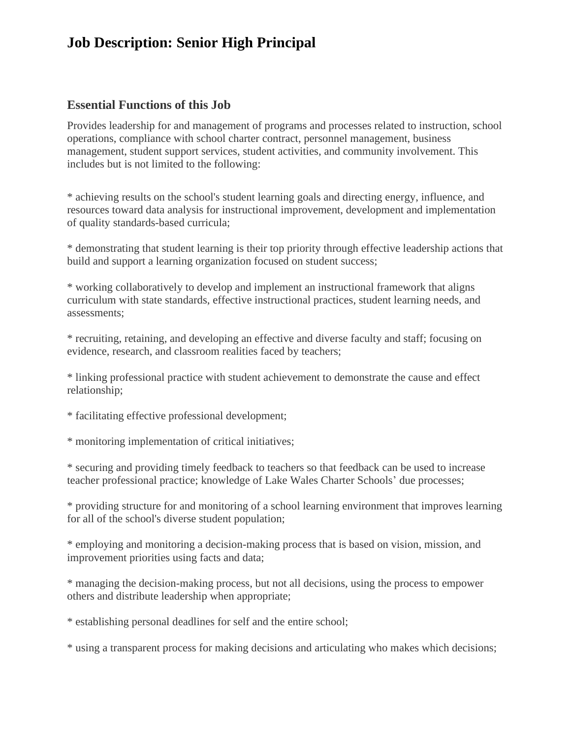# Job Description: Senior High Principal

## Essential Functions of this Job

Provides leadership for and management of programs and processes related to instruction, school operations, compliance with school charter contract, personnel management, business management, student support services, student activities, and community involvement. This includes but is not limited to the following:

* achieving results on the school's student learning goals and directing energy, influence, and resources toward data analysis for instructional improvement, development and implementation of quality standards-based curricula;

* demonstrating that student learning is their top priority through effective leadership actions that build and support a learning organization focused on student success;

* working collaboratively to develop and implement an instructional framework that aligns curriculum with state standards, effective instructional practices, student learning needs, and assessments;

* recruiting, retaining, and developing an effective and diverse faculty and staff; focusing on evidence, research, and classroom realities faced by teachers;

* linking professional practice with student achievement to demonstrate the cause and effect relationship;

* facilitating effective professional development;

* monitoring implementation of critical initiatives;

* securing and providing timely feedback to teachers so that feedback can be used to increase teacher professional practice; knowledge of Lake Wales Charter Schools' due processes;

* providing structure for and monitoring of a school learning environment that improves learning for all of the school's diverse student population;

* employing and monitoring a decision-making process that is based on vision, mission, and improvement priorities using facts and data;

* managing the decision-making process, but not all decisions, using the process to empower others and distribute leadership when appropriate;

* establishing personal deadlines for self and the entire school;

* using a transparent process for making decisions and articulating who makes which decisions;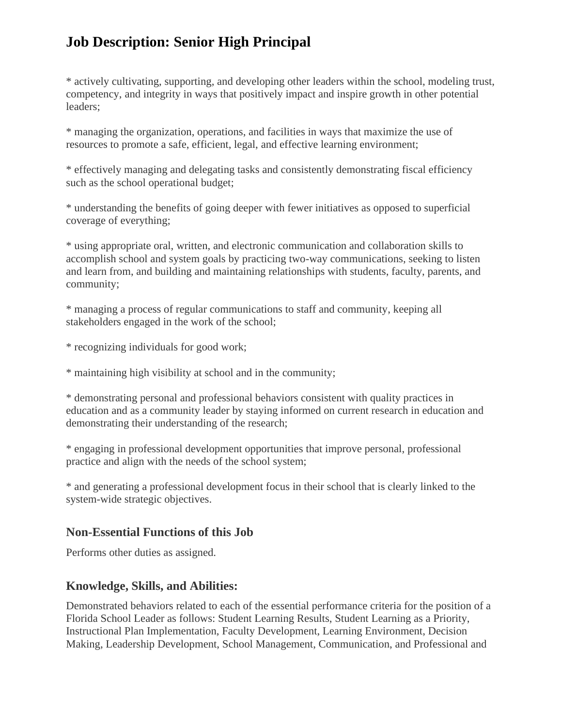# Job Description: Senior High Principal

* actively cultivating, supporting, and developing other leaders within the school, modeling trust, competency, and integrity in ways that positively impact and inspire growth in other potential leaders;

* managing the organization, operations, and facilities in ways that maximize the use of resources to promote a safe, efficient, legal, and effective learning environment;

* effectively managing and delegating tasks and consistently demonstrating fiscal efficiency such as the school operational budget;

* understanding the benefits of going deeper with fewer initiatives as opposed to superficial coverage of everything;

* using appropriate oral, written, and electronic communication and collaboration skills to accomplish school and system goals by practicing two-way communications, seeking to listen and learn from, and building and maintaining relationships with students, faculty, parents, and community;

* managing a process of regular communications to staff and community, keeping all stakeholders engaged in the work of the school;

* recognizing individuals for good work;

* maintaining high visibility at school and in the community;

* demonstrating personal and professional behaviors consistent with quality practices in education and as a community leader by staying informed on current research in education and demonstrating their understanding of the research;

* engaging in professional development opportunities that improve personal, professional practice and align with the needs of the school system;

* and generating a professional development focus in their school that is clearly linked to the system-wide strategic objectives.

## Non-Essential Functions of this Job

Performs other duties as assigned.

## Knowledge, Skills, and Abilities:

Demonstrated behaviors related to each of the essential performance criteria for the position of a Florida School Leader as follows: Student Learning Results, Student Learning as a Priority, Instructional Plan Implementation, Faculty Development, Learning Environment, Decision Making, Leadership Development, School Management, Communication, and Professional and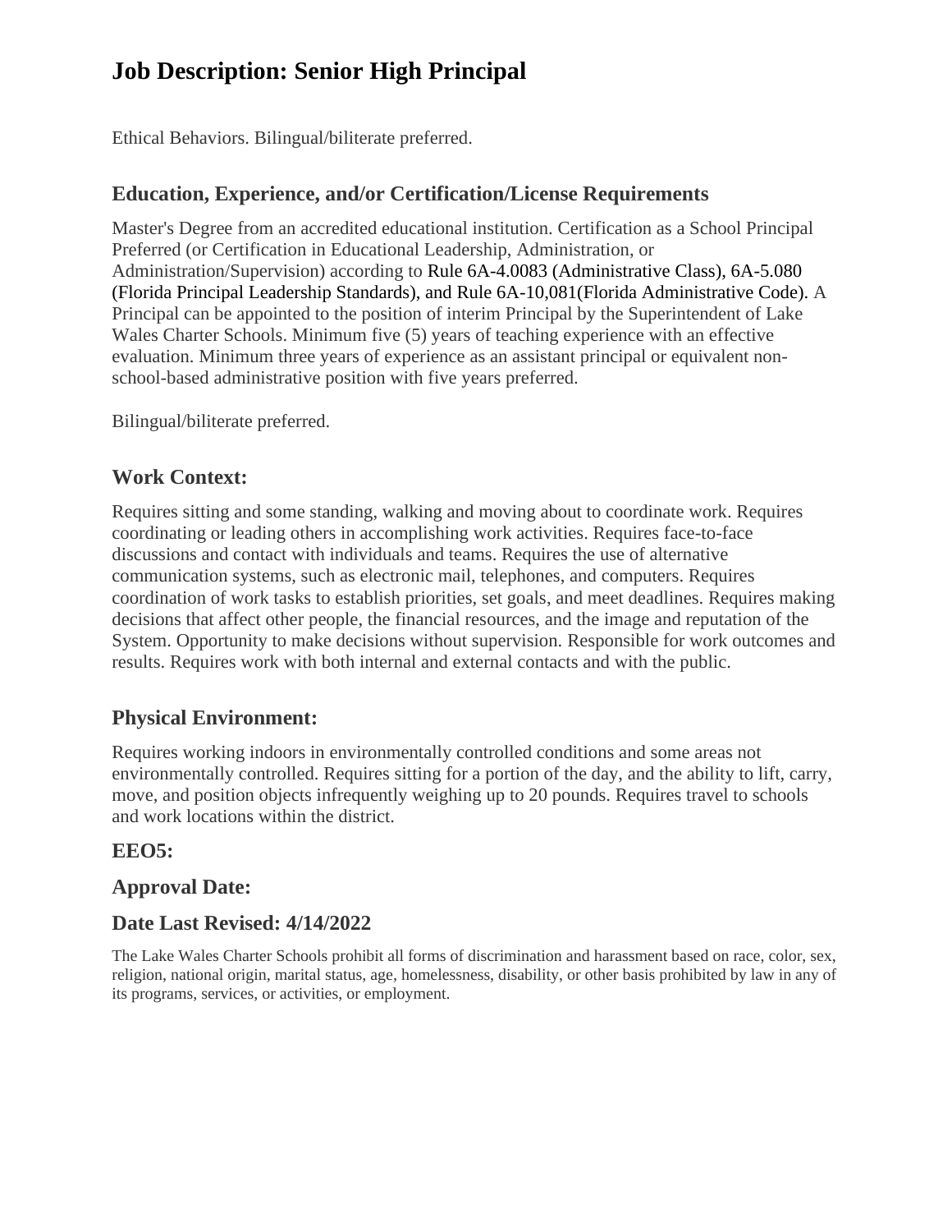# Job Description: Senior High Principal

Ethical Behaviors. Bilingual/biliterate preferred.

## Education, Experience, and/or Certification/License Requirements

Master's Degree from an accredited educational institution. Certification as a School Principal Preferred (or Certification in Educational Leadership, Administration, or Administration/Supervision) according to Rule 6A-4.0083 (Administrative Class), 6A-5.080 (Florida Principal Leadership Standards), and Rule 6A-10,081(Florida Administrative Code). A Principal can be appointed to the position of interim Principal by the Superintendent of Lake Wales Charter Schools. Minimum five (5) years of teaching experience with an effective evaluation. Minimum three years of experience as an assistant principal or equivalent non-school-based administrative position with five years preferred.

Bilingual/biliterate preferred.

## Work Context:

Requires sitting and some standing, walking and moving about to coordinate work. Requires coordinating or leading others in accomplishing work activities. Requires face-to-face discussions and contact with individuals and teams. Requires the use of alternative communication systems, such as electronic mail, telephones, and computers. Requires coordination of work tasks to establish priorities, set goals, and meet deadlines. Requires making decisions that affect other people, the financial resources, and the image and reputation of the System. Opportunity to make decisions without supervision. Responsible for work outcomes and results. Requires work with both internal and external contacts and with the public.

## Physical Environment:

Requires working indoors in environmentally controlled conditions and some areas not environmentally controlled. Requires sitting for a portion of the day, and the ability to lift, carry, move, and position objects infrequently weighing up to 20 pounds. Requires travel to schools and work locations within the district.

## EEO5:

## Approval Date:

## Date Last Revised: 4/14/2022

The Lake Wales Charter Schools prohibit all forms of discrimination and harassment based on race, color, sex, religion, national origin, marital status, age, homelessness, disability, or other basis prohibited by law in any of its programs, services, or activities, or employment.